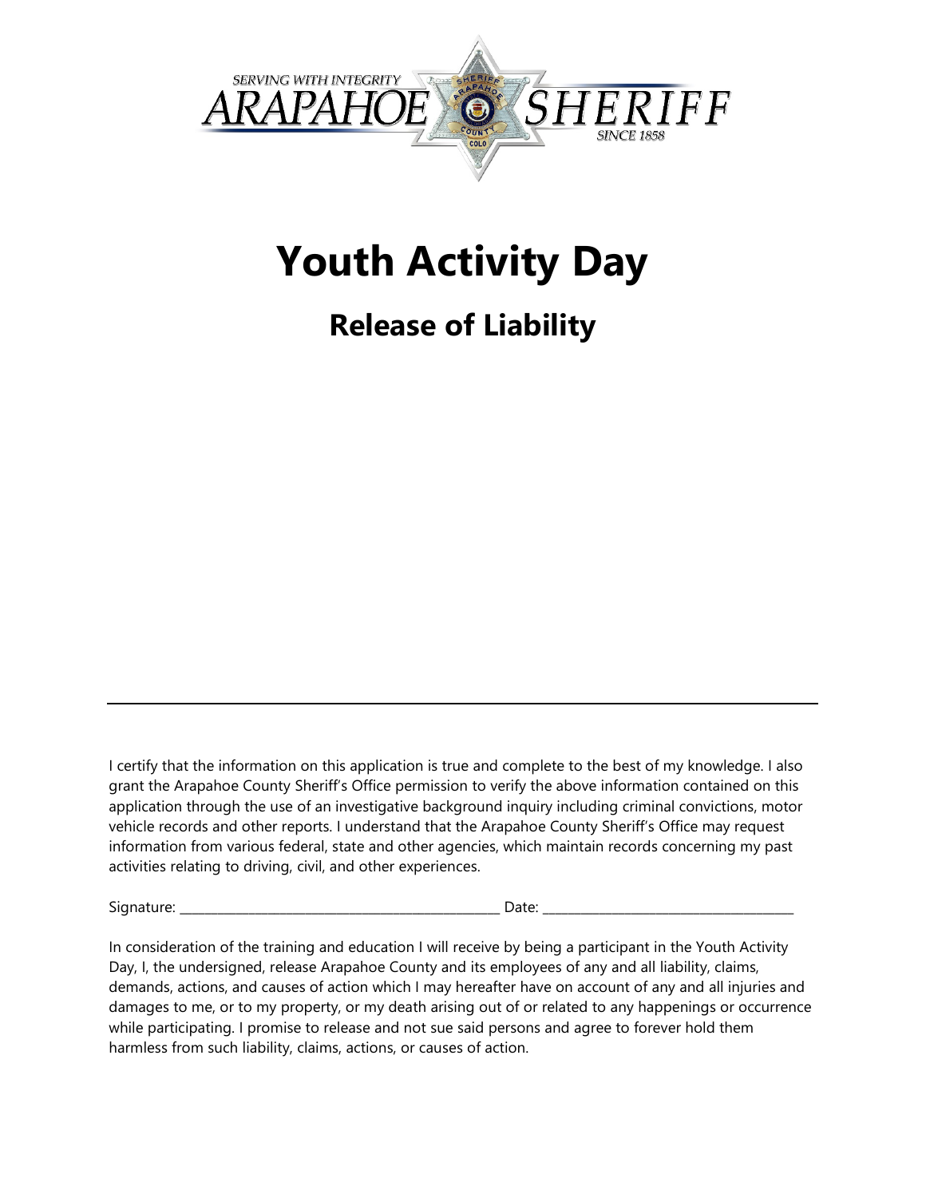# Youth Activity Day

## Release of Liability

---

I certify that the information on this application is true and complete to the best of my knowledge. I also grant the Arapahoe County Sheriff's Office permission to verify the above information contained on this application through the use of an investigative background inquiry including criminal convictions, motor vehicle records and other reports. I understand that the Arapahoe County Sheriff's Office may request information from various federal, state and other agencies, which maintain records concerning my past activities relating to driving, civil, and other experiences.

Signature: ___________________________________________ Date: ___________________________________

In consideration of the training and education I will receive by being a participant in the Youth Activity Day, I, the undersigned, release Arapahoe County and its employees of any and all liability, claims, demands, actions, and causes of action which I may hereafter have on account of any and all injuries and damages to me, or to my property, or my death arising out of or related to any happenings or occurrence while participating. I promise to release and not sue said persons and agree to forever hold them harmless from such liability, claims, actions, or causes of action.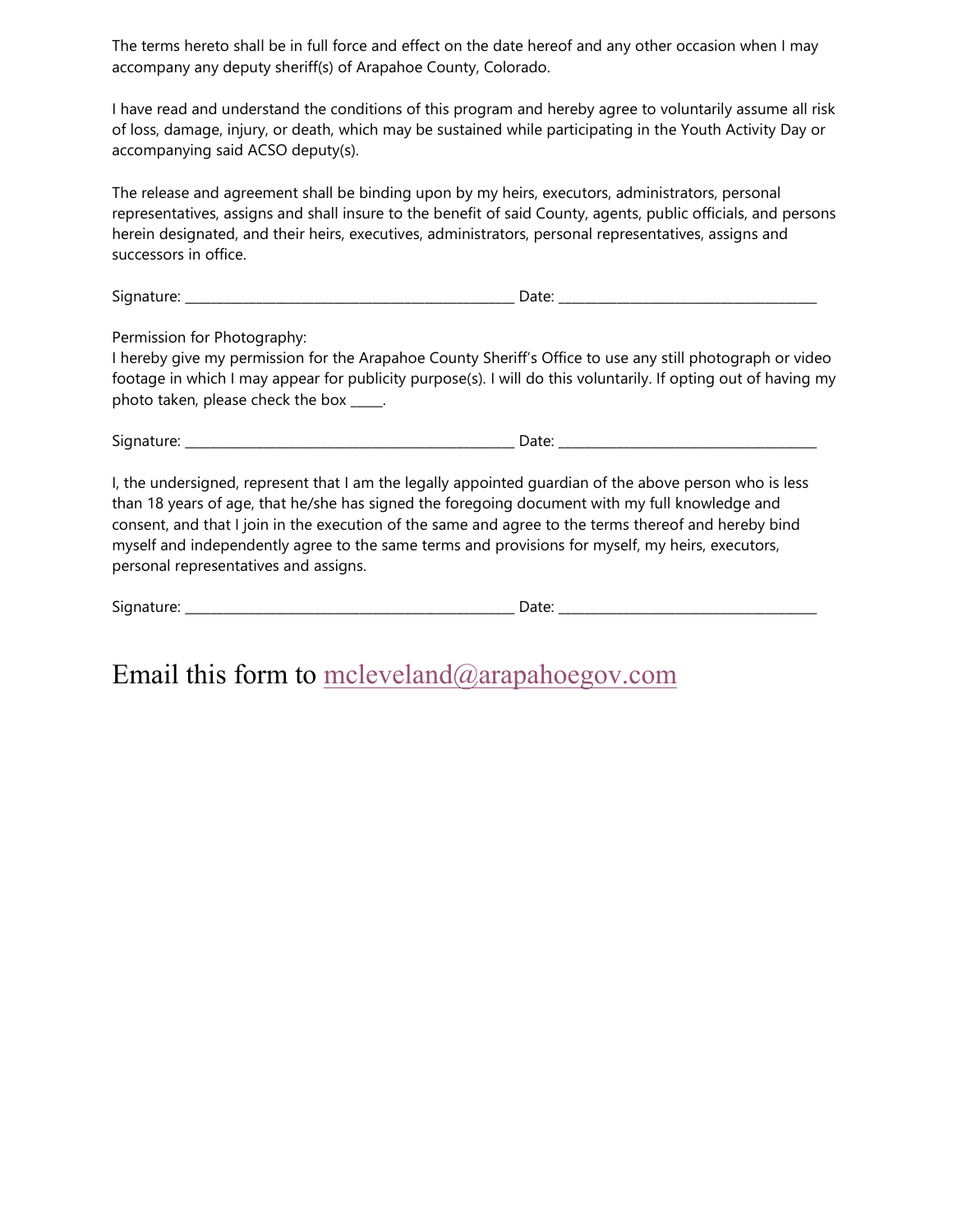The terms hereto shall be in full force and effect on the date hereof and any other occasion when I may accompany any deputy sheriff(s) of Arapahoe County, Colorado.

I have read and understand the conditions of this program and hereby agree to voluntarily assume all risk of loss, damage, injury, or death, which may be sustained while participating in the Youth Activity Day or accompanying said ACSO deputy(s).

The release and agreement shall be binding upon by my heirs, executors, administrators, personal representatives, assigns and shall insure to the benefit of said County, agents, public officials, and persons herein designated, and their heirs, executives, administrators, personal representatives, assigns and successors in office.

Signature: ______________________________________________ Date: ____________________________________

Permission for Photography:
I hereby give my permission for the Arapahoe County Sheriff's Office to use any still photograph or video footage in which I may appear for publicity purpose(s). I will do this voluntarily. If opting out of having my photo taken, please check the box _____.

Signature: ______________________________________________ Date: ____________________________________

I, the undersigned, represent that I am the legally appointed guardian of the above person who is less than 18 years of age, that he/she has signed the foregoing document with my full knowledge and consent, and that I join in the execution of the same and agree to the terms thereof and hereby bind myself and independently agree to the same terms and provisions for myself, my heirs, executors, personal representatives and assigns.

Signature: ______________________________________________ Date: ____________________________________

## Email this form to mcleveland@arapahoegov.com